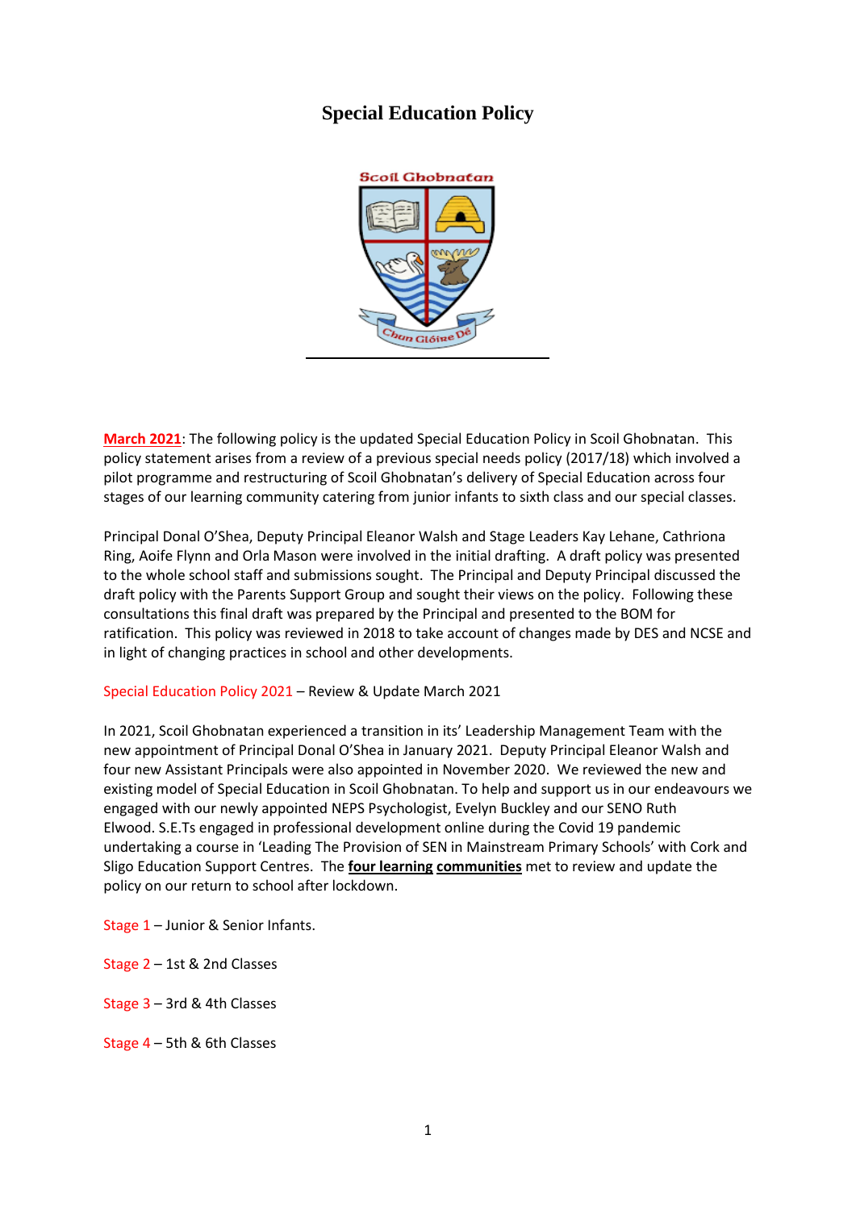# Special Education Policy

**March 2021**: The following policy is the updated Special Education Policy in Scoil Ghobnatan. This policy statement arises from a review of a previous special needs policy (2017/18) which involved a pilot programme and restructuring of Scoil Ghobnatan's delivery of Special Education across four stages of our learning community catering from junior infants to sixth class and our special classes.

Principal Donal O'Shea, Deputy Principal Eleanor Walsh and Stage Leaders Kay Lehane, Cathriona Ring, Aoife Flynn and Orla Mason were involved in the initial drafting. A draft policy was presented to the whole school staff and submissions sought. The Principal and Deputy Principal discussed the draft policy with the Parents Support Group and sought their views on the policy. Following these consultations this final draft was prepared by the Principal and presented to the BOM for ratification. This policy was reviewed in 2018 to take account of changes made by DES and NCSE and in light of changing practices in school and other developments.

Special Education Policy 2021 – Review & Update March 2021

In 2021, Scoil Ghobnatan experienced a transition in its' Leadership Management Team with the new appointment of Principal Donal O'Shea in January 2021. Deputy Principal Eleanor Walsh and four new Assistant Principals were also appointed in November 2020. We reviewed the new and existing model of Special Education in Scoil Ghobnatan. To help and support us in our endeavours we engaged with our newly appointed NEPS Psychologist, Evelyn Buckley and our SENO Ruth Elwood. S.E.Ts engaged in professional development online during the Covid 19 pandemic undertaking a course in 'Leading The Provision of SEN in Mainstream Primary Schools' with Cork and Sligo Education Support Centres. The **four learning communities** met to review and update the policy on our return to school after lockdown.

Stage 1 – Junior & Senior Infants.

Stage 2 – 1st & 2nd Classes

Stage 3 – 3rd & 4th Classes

Stage 4 – 5th & 6th Classes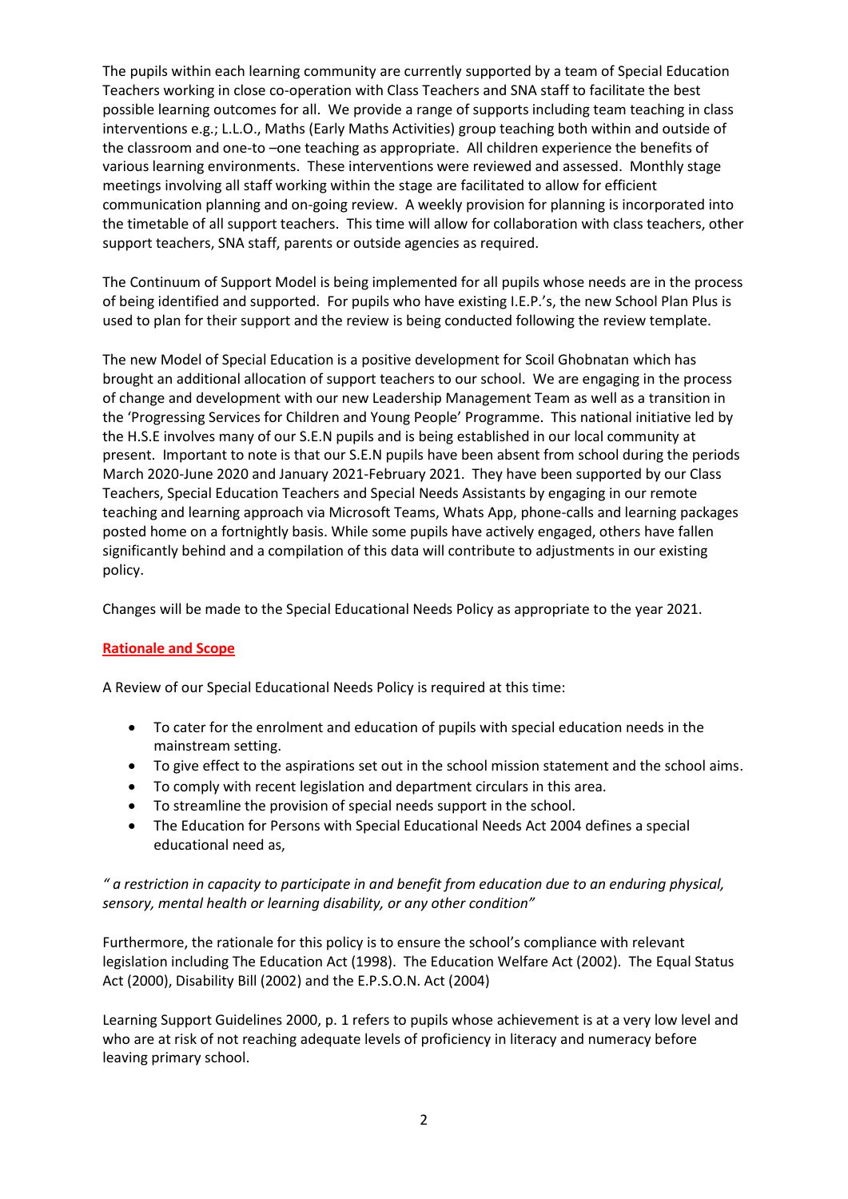The pupils within each learning community are currently supported by a team of Special Education Teachers working in close co-operation with Class Teachers and SNA staff to facilitate the best possible learning outcomes for all. We provide a range of supports including team teaching in class interventions e.g.; L.L.O., Maths (Early Maths Activities) group teaching both within and outside of the classroom and one-to –one teaching as appropriate. All children experience the benefits of various learning environments. These interventions were reviewed and assessed. Monthly stage meetings involving all staff working within the stage are facilitated to allow for efficient communication planning and on-going review. A weekly provision for planning is incorporated into the timetable of all support teachers. This time will allow for collaboration with class teachers, other support teachers, SNA staff, parents or outside agencies as required.

The Continuum of Support Model is being implemented for all pupils whose needs are in the process of being identified and supported. For pupils who have existing I.E.P.'s, the new School Plan Plus is used to plan for their support and the review is being conducted following the review template.

The new Model of Special Education is a positive development for Scoil Ghobnatan which has brought an additional allocation of support teachers to our school. We are engaging in the process of change and development with our new Leadership Management Team as well as a transition in the 'Progressing Services for Children and Young People' Programme. This national initiative led by the H.S.E involves many of our S.E.N pupils and is being established in our local community at present. Important to note is that our S.E.N pupils have been absent from school during the periods March 2020-June 2020 and January 2021-February 2021. They have been supported by our Class Teachers, Special Education Teachers and Special Needs Assistants by engaging in our remote teaching and learning approach via Microsoft Teams, Whats App, phone-calls and learning packages posted home on a fortnightly basis. While some pupils have actively engaged, others have fallen significantly behind and a compilation of this data will contribute to adjustments in our existing policy.

Changes will be made to the Special Educational Needs Policy as appropriate to the year 2021.

## Rationale and Scope

A Review of our Special Educational Needs Policy is required at this time:

- To cater for the enrolment and education of pupils with special education needs in the mainstream setting.
- To give effect to the aspirations set out in the school mission statement and the school aims.
- To comply with recent legislation and department circulars in this area.
- To streamline the provision of special needs support in the school.
- The Education for Persons with Special Educational Needs Act 2004 defines a special educational need as,

*" a restriction in capacity to participate in and benefit from education due to an enduring physical, sensory, mental health or learning disability, or any other condition"*

Furthermore, the rationale for this policy is to ensure the school's compliance with relevant legislation including The Education Act (1998). The Education Welfare Act (2002). The Equal Status Act (2000), Disability Bill (2002) and the E.P.S.O.N. Act (2004)

Learning Support Guidelines 2000, p. 1 refers to pupils whose achievement is at a very low level and who are at risk of not reaching adequate levels of proficiency in literacy and numeracy before leaving primary school.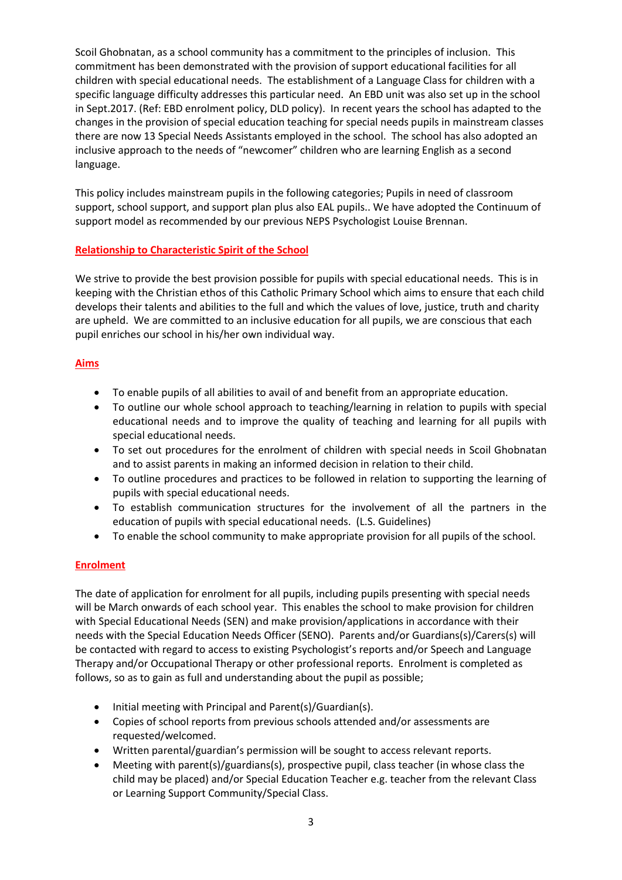Scoil Ghobnatan, as a school community has a commitment to the principles of inclusion. This commitment has been demonstrated with the provision of support educational facilities for all children with special educational needs. The establishment of a Language Class for children with a specific language difficulty addresses this particular need. An EBD unit was also set up in the school in Sept.2017. (Ref: EBD enrolment policy, DLD policy). In recent years the school has adapted to the changes in the provision of special education teaching for special needs pupils in mainstream classes there are now 13 Special Needs Assistants employed in the school. The school has also adopted an inclusive approach to the needs of "newcomer" children who are learning English as a second language.

This policy includes mainstream pupils in the following categories; Pupils in need of classroom support, school support, and support plan plus also EAL pupils.. We have adopted the Continuum of support model as recommended by our previous NEPS Psychologist Louise Brennan.

## Relationship to Characteristic Spirit of the School

We strive to provide the best provision possible for pupils with special educational needs. This is in keeping with the Christian ethos of this Catholic Primary School which aims to ensure that each child develops their talents and abilities to the full and which the values of love, justice, truth and charity are upheld. We are committed to an inclusive education for all pupils, we are conscious that each pupil enriches our school in his/her own individual way.

## Aims

- To enable pupils of all abilities to avail of and benefit from an appropriate education.
- To outline our whole school approach to teaching/learning in relation to pupils with special educational needs and to improve the quality of teaching and learning for all pupils with special educational needs.
- To set out procedures for the enrolment of children with special needs in Scoil Ghobnatan and to assist parents in making an informed decision in relation to their child.
- To outline procedures and practices to be followed in relation to supporting the learning of pupils with special educational needs.
- To establish communication structures for the involvement of all the partners in the education of pupils with special educational needs. (L.S. Guidelines)
- To enable the school community to make appropriate provision for all pupils of the school.

## Enrolment

The date of application for enrolment for all pupils, including pupils presenting with special needs will be March onwards of each school year. This enables the school to make provision for children with Special Educational Needs (SEN) and make provision/applications in accordance with their needs with the Special Education Needs Officer (SENO). Parents and/or Guardians(s)/Carers(s) will be contacted with regard to access to existing Psychologist's reports and/or Speech and Language Therapy and/or Occupational Therapy or other professional reports. Enrolment is completed as follows, so as to gain as full and understanding about the pupil as possible;

- Initial meeting with Principal and Parent(s)/Guardian(s).
- Copies of school reports from previous schools attended and/or assessments are requested/welcomed.
- Written parental/guardian's permission will be sought to access relevant reports.
- Meeting with parent(s)/guardians(s), prospective pupil, class teacher (in whose class the child may be placed) and/or Special Education Teacher e.g. teacher from the relevant Class or Learning Support Community/Special Class.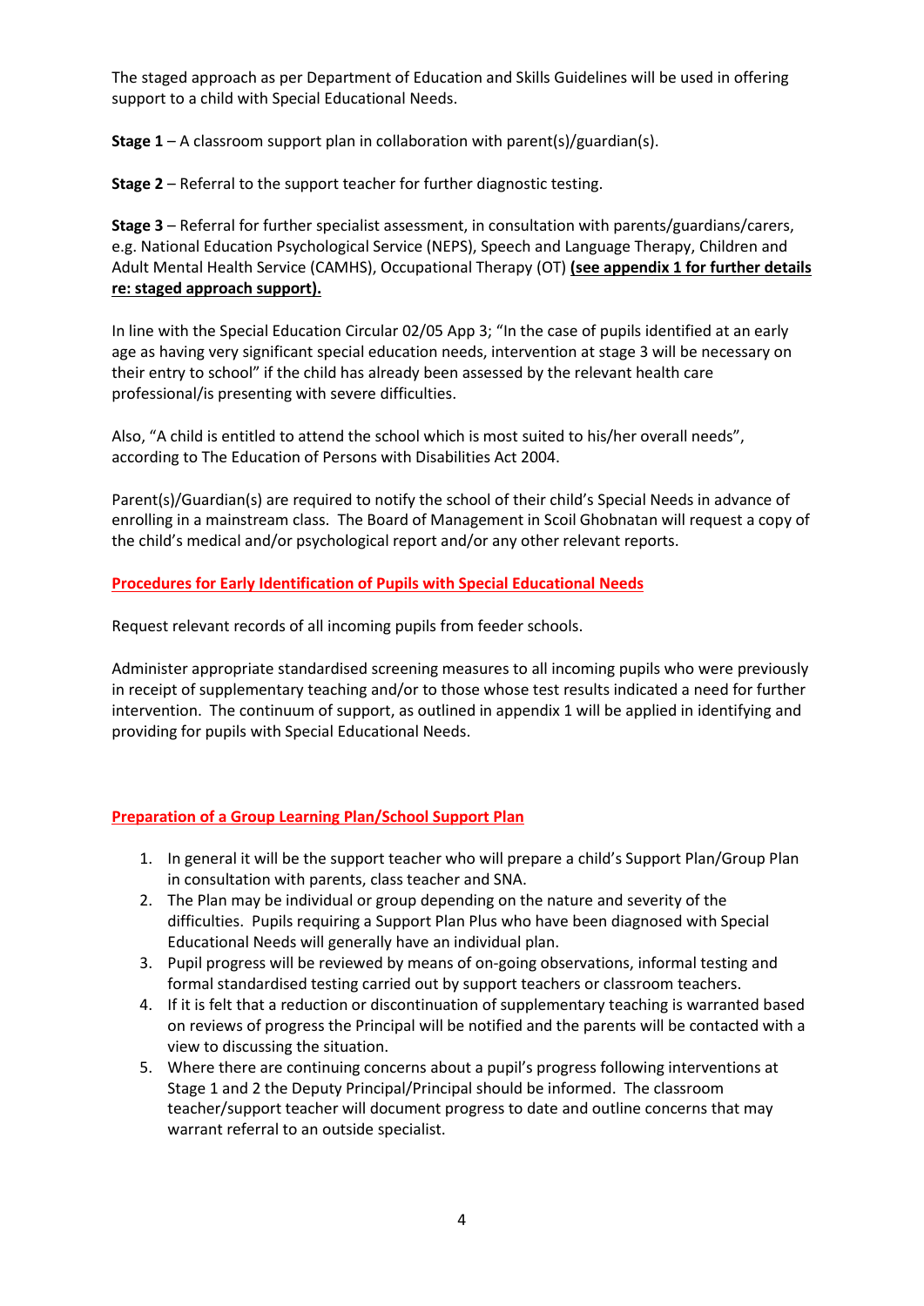The staged approach as per Department of Education and Skills Guidelines will be used in offering support to a child with Special Educational Needs.

**Stage 1** – A classroom support plan in collaboration with parent(s)/guardian(s).

**Stage 2** – Referral to the support teacher for further diagnostic testing.

**Stage 3** – Referral for further specialist assessment, in consultation with parents/guardians/carers, e.g. National Education Psychological Service (NEPS), Speech and Language Therapy, Children and Adult Mental Health Service (CAMHS), Occupational Therapy (OT) **(see appendix 1 for further details re: staged approach support).**

In line with the Special Education Circular 02/05 App 3; "In the case of pupils identified at an early age as having very significant special education needs, intervention at stage 3 will be necessary on their entry to school" if the child has already been assessed by the relevant health care professional/is presenting with severe difficulties.

Also, "A child is entitled to attend the school which is most suited to his/her overall needs", according to The Education of Persons with Disabilities Act 2004.

Parent(s)/Guardian(s) are required to notify the school of their child's Special Needs in advance of enrolling in a mainstream class. The Board of Management in Scoil Ghobnatan will request a copy of the child's medical and/or psychological report and/or any other relevant reports.

## Procedures for Early Identification of Pupils with Special Educational Needs

Request relevant records of all incoming pupils from feeder schools.

Administer appropriate standardised screening measures to all incoming pupils who were previously in receipt of supplementary teaching and/or to those whose test results indicated a need for further intervention. The continuum of support, as outlined in appendix 1 will be applied in identifying and providing for pupils with Special Educational Needs.

## Preparation of a Group Learning Plan/School Support Plan

1. In general it will be the support teacher who will prepare a child's Support Plan/Group Plan in consultation with parents, class teacher and SNA.
2. The Plan may be individual or group depending on the nature and severity of the difficulties. Pupils requiring a Support Plan Plus who have been diagnosed with Special Educational Needs will generally have an individual plan.
3. Pupil progress will be reviewed by means of on-going observations, informal testing and formal standardised testing carried out by support teachers or classroom teachers.
4. If it is felt that a reduction or discontinuation of supplementary teaching is warranted based on reviews of progress the Principal will be notified and the parents will be contacted with a view to discussing the situation.
5. Where there are continuing concerns about a pupil's progress following interventions at Stage 1 and 2 the Deputy Principal/Principal should be informed. The classroom teacher/support teacher will document progress to date and outline concerns that may warrant referral to an outside specialist.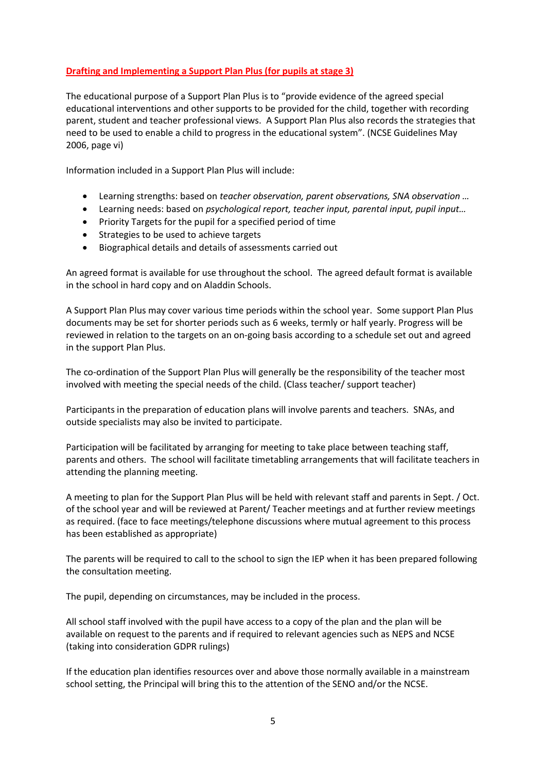## Drafting and Implementing a Support Plan Plus (for pupils at stage 3)

The educational purpose of a Support Plan Plus is to "provide evidence of the agreed special educational interventions and other supports to be provided for the child, together with recording parent, student and teacher professional views. A Support Plan Plus also records the strategies that need to be used to enable a child to progress in the educational system". (NCSE Guidelines May 2006, page vi)

Information included in a Support Plan Plus will include:

- Learning strengths: based on *teacher observation, parent observations, SNA observation …*
- Learning needs: based on *psychological report, teacher input, parental input, pupil input…*
- Priority Targets for the pupil for a specified period of time
- Strategies to be used to achieve targets
- Biographical details and details of assessments carried out

An agreed format is available for use throughout the school. The agreed default format is available in the school in hard copy and on Aladdin Schools.

A Support Plan Plus may cover various time periods within the school year. Some support Plan Plus documents may be set for shorter periods such as 6 weeks, termly or half yearly. Progress will be reviewed in relation to the targets on an on-going basis according to a schedule set out and agreed in the support Plan Plus.

The co-ordination of the Support Plan Plus will generally be the responsibility of the teacher most involved with meeting the special needs of the child. (Class teacher/ support teacher)

Participants in the preparation of education plans will involve parents and teachers. SNAs, and outside specialists may also be invited to participate.

Participation will be facilitated by arranging for meeting to take place between teaching staff, parents and others. The school will facilitate timetabling arrangements that will facilitate teachers in attending the planning meeting.

A meeting to plan for the Support Plan Plus will be held with relevant staff and parents in Sept. / Oct. of the school year and will be reviewed at Parent/ Teacher meetings and at further review meetings as required. (face to face meetings/telephone discussions where mutual agreement to this process has been established as appropriate)

The parents will be required to call to the school to sign the IEP when it has been prepared following the consultation meeting.

The pupil, depending on circumstances, may be included in the process.

All school staff involved with the pupil have access to a copy of the plan and the plan will be available on request to the parents and if required to relevant agencies such as NEPS and NCSE (taking into consideration GDPR rulings)

If the education plan identifies resources over and above those normally available in a mainstream school setting, the Principal will bring this to the attention of the SENO and/or the NCSE.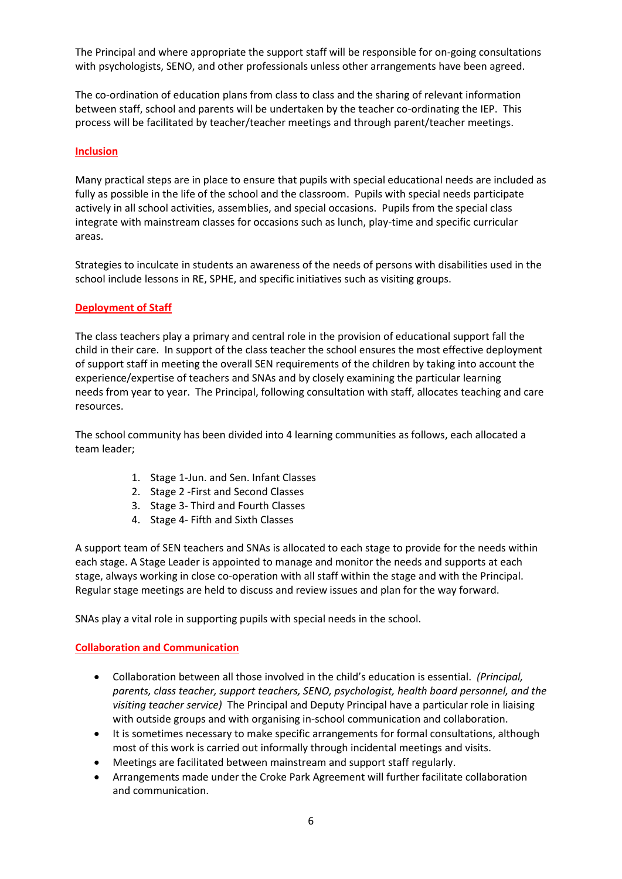The Principal and where appropriate the support staff will be responsible for on-going consultations with psychologists, SENO, and other professionals unless other arrangements have been agreed.

The co-ordination of education plans from class to class and the sharing of relevant information between staff, school and parents will be undertaken by the teacher co-ordinating the IEP. This process will be facilitated by teacher/teacher meetings and through parent/teacher meetings.

## Inclusion

Many practical steps are in place to ensure that pupils with special educational needs are included as fully as possible in the life of the school and the classroom. Pupils with special needs participate actively in all school activities, assemblies, and special occasions. Pupils from the special class integrate with mainstream classes for occasions such as lunch, play-time and specific curricular areas.

Strategies to inculcate in students an awareness of the needs of persons with disabilities used in the school include lessons in RE, SPHE, and specific initiatives such as visiting groups.

## Deployment of Staff

The class teachers play a primary and central role in the provision of educational support fall the child in their care. In support of the class teacher the school ensures the most effective deployment of support staff in meeting the overall SEN requirements of the children by taking into account the experience/expertise of teachers and SNAs and by closely examining the particular learning needs from year to year. The Principal, following consultation with staff, allocates teaching and care resources.

The school community has been divided into 4 learning communities as follows, each allocated a team leader;

1. Stage 1-Jun. and Sen. Infant Classes
2. Stage 2 -First and Second Classes
3. Stage 3- Third and Fourth Classes
4. Stage 4- Fifth and Sixth Classes

A support team of SEN teachers and SNAs is allocated to each stage to provide for the needs within each stage. A Stage Leader is appointed to manage and monitor the needs and supports at each stage, always working in close co-operation with all staff within the stage and with the Principal. Regular stage meetings are held to discuss and review issues and plan for the way forward.

SNAs play a vital role in supporting pupils with special needs in the school.

## Collaboration and Communication

- Collaboration between all those involved in the child's education is essential. *(Principal, parents, class teacher, support teachers, SENO, psychologist, health board personnel, and the visiting teacher service)* The Principal and Deputy Principal have a particular role in liaising with outside groups and with organising in-school communication and collaboration.
- It is sometimes necessary to make specific arrangements for formal consultations, although most of this work is carried out informally through incidental meetings and visits.
- Meetings are facilitated between mainstream and support staff regularly.
- Arrangements made under the Croke Park Agreement will further facilitate collaboration and communication.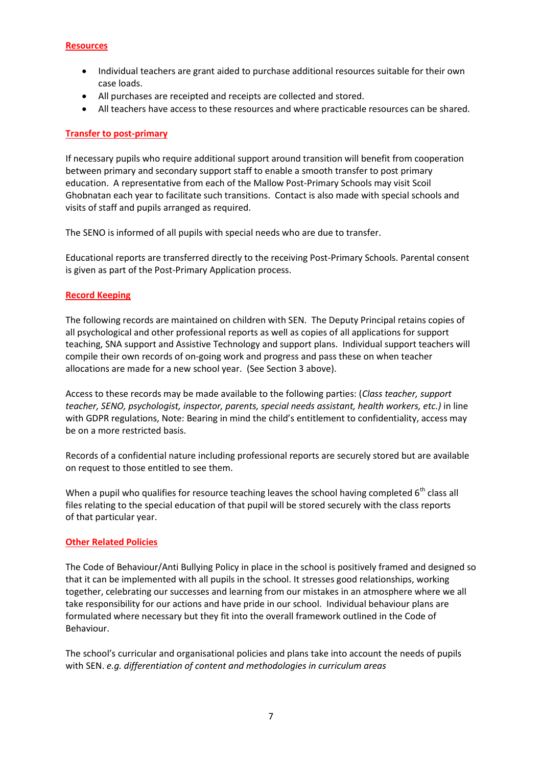## Resources

- Individual teachers are grant aided to purchase additional resources suitable for their own case loads.
- All purchases are receipted and receipts are collected and stored.
- All teachers have access to these resources and where practicable resources can be shared.

## Transfer to post-primary

If necessary pupils who require additional support around transition will benefit from cooperation between primary and secondary support staff to enable a smooth transfer to post primary education. A representative from each of the Mallow Post-Primary Schools may visit Scoil Ghobnatan each year to facilitate such transitions. Contact is also made with special schools and visits of staff and pupils arranged as required.

The SENO is informed of all pupils with special needs who are due to transfer.

Educational reports are transferred directly to the receiving Post-Primary Schools. Parental consent is given as part of the Post-Primary Application process.

## Record Keeping

The following records are maintained on children with SEN. The Deputy Principal retains copies of all psychological and other professional reports as well as copies of all applications for support teaching, SNA support and Assistive Technology and support plans. Individual support teachers will compile their own records of on-going work and progress and pass these on when teacher allocations are made for a new school year. (See Section 3 above).

Access to these records may be made available to the following parties: (*Class teacher, support teacher, SENO, psychologist, inspector, parents, special needs assistant, health workers, etc.)* in line with GDPR regulations, Note: Bearing in mind the child's entitlement to confidentiality, access may be on a more restricted basis.

Records of a confidential nature including professional reports are securely stored but are available on request to those entitled to see them.

When a pupil who qualifies for resource teaching leaves the school having completed 6th class all files relating to the special education of that pupil will be stored securely with the class reports of that particular year.

## Other Related Policies

The Code of Behaviour/Anti Bullying Policy in place in the school is positively framed and designed so that it can be implemented with all pupils in the school. It stresses good relationships, working together, celebrating our successes and learning from our mistakes in an atmosphere where we all take responsibility for our actions and have pride in our school. Individual behaviour plans are formulated where necessary but they fit into the overall framework outlined in the Code of Behaviour.

The school's curricular and organisational policies and plans take into account the needs of pupils with SEN. *e.g. differentiation of content and methodologies in curriculum areas*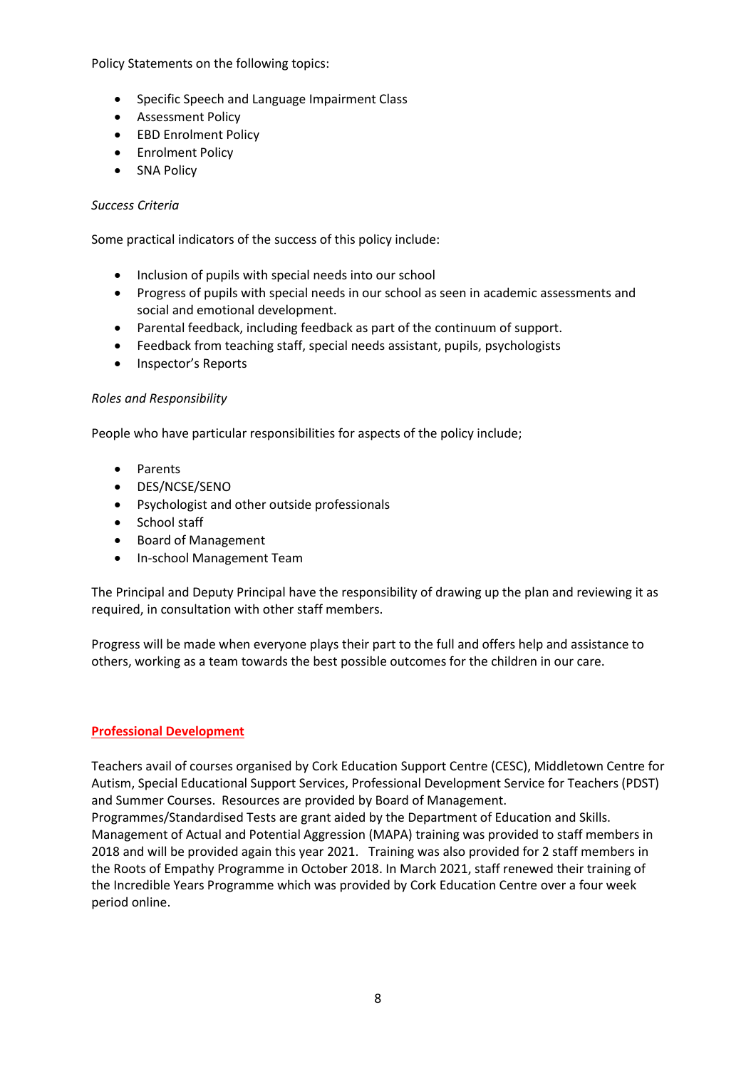Policy Statements on the following topics:

- Specific Speech and Language Impairment Class
- Assessment Policy
- EBD Enrolment Policy
- Enrolment Policy
- SNA Policy

*Success Criteria*

Some practical indicators of the success of this policy include:

- Inclusion of pupils with special needs into our school
- Progress of pupils with special needs in our school as seen in academic assessments and social and emotional development.
- Parental feedback, including feedback as part of the continuum of support.
- Feedback from teaching staff, special needs assistant, pupils, psychologists
- Inspector's Reports

*Roles and Responsibility*

People who have particular responsibilities for aspects of the policy include;

- Parents
- DES/NCSE/SENO
- Psychologist and other outside professionals
- School staff
- Board of Management
- In-school Management Team

The Principal and Deputy Principal have the responsibility of drawing up the plan and reviewing it as required, in consultation with other staff members.

Progress will be made when everyone plays their part to the full and offers help and assistance to others, working as a team towards the best possible outcomes for the children in our care.

## Professional Development

Teachers avail of courses organised by Cork Education Support Centre (CESC), Middletown Centre for Autism, Special Educational Support Services, Professional Development Service for Teachers (PDST) and Summer Courses. Resources are provided by Board of Management.
Programmes/Standardised Tests are grant aided by the Department of Education and Skills.
Management of Actual and Potential Aggression (MAPA) training was provided to staff members in 2018 and will be provided again this year 2021. Training was also provided for 2 staff members in the Roots of Empathy Programme in October 2018. In March 2021, staff renewed their training of the Incredible Years Programme which was provided by Cork Education Centre over a four week period online.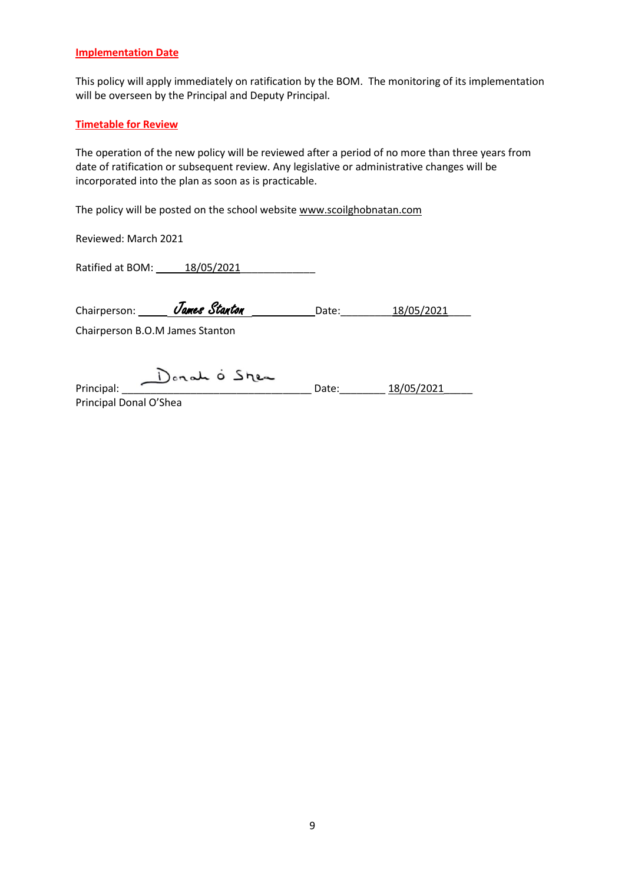**Implementation Date**

This policy will apply immediately on ratification by the BOM. The monitoring of its implementation will be overseen by the Principal and Deputy Principal.

**Timetable for Review**

The operation of the new policy will be reviewed after a period of no more than three years from date of ratification or subsequent review. Any legislative or administrative changes will be incorporated into the plan as soon as is practicable.

The policy will be posted on the school website www.scoilghobnatan.com

Reviewed: March 2021

Ratified at BOM: 18/05/2021

Chairperson: *James Stanton* Date: 18/05/2021

Chairperson B.O.M James Stanton

Principal: *Donal Ó Shea* Date: 18/05/2021

Principal Donal O'Shea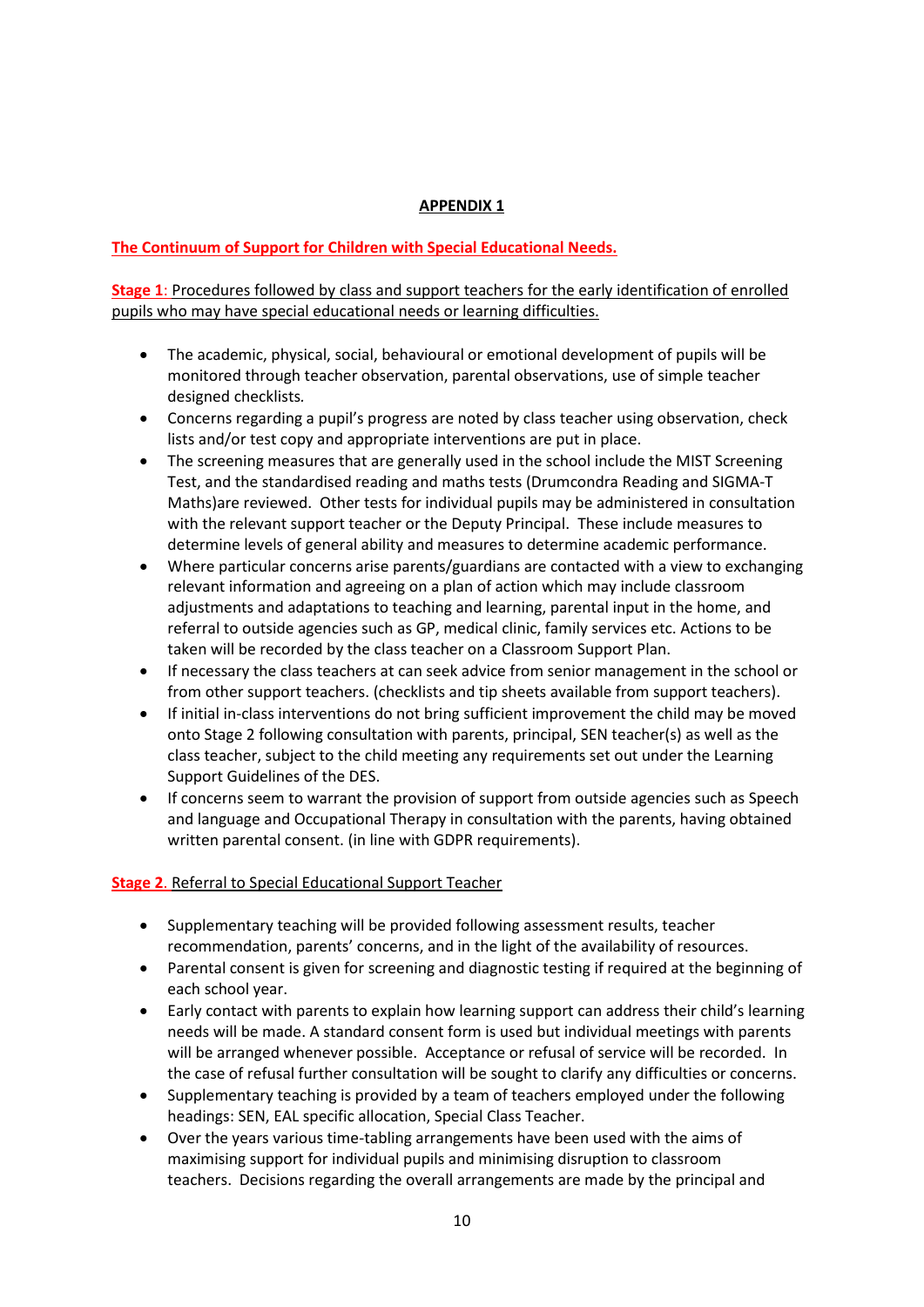**APPENDIX 1**

**The Continuum of Support for Children with Special Educational Needs.**

**Stage 1**: Procedures followed by class and support teachers for the early identification of enrolled pupils who may have special educational needs or learning difficulties.

- The academic, physical, social, behavioural or emotional development of pupils will be monitored through teacher observation, parental observations, use of simple teacher designed checklists.
- Concerns regarding a pupil's progress are noted by class teacher using observation, check lists and/or test copy and appropriate interventions are put in place.
- The screening measures that are generally used in the school include the MIST Screening Test, and the standardised reading and maths tests (Drumcondra Reading and SIGMA-T Maths)are reviewed. Other tests for individual pupils may be administered in consultation with the relevant support teacher or the Deputy Principal. These include measures to determine levels of general ability and measures to determine academic performance.
- Where particular concerns arise parents/guardians are contacted with a view to exchanging relevant information and agreeing on a plan of action which may include classroom adjustments and adaptations to teaching and learning, parental input in the home, and referral to outside agencies such as GP, medical clinic, family services etc. Actions to be taken will be recorded by the class teacher on a Classroom Support Plan.
- If necessary the class teachers at can seek advice from senior management in the school or from other support teachers. (checklists and tip sheets available from support teachers).
- If initial in-class interventions do not bring sufficient improvement the child may be moved onto Stage 2 following consultation with parents, principal, SEN teacher(s) as well as the class teacher, subject to the child meeting any requirements set out under the Learning Support Guidelines of the DES.
- If concerns seem to warrant the provision of support from outside agencies such as Speech and language and Occupational Therapy in consultation with the parents, having obtained written parental consent. (in line with GDPR requirements).

**Stage 2**. Referral to Special Educational Support Teacher

- Supplementary teaching will be provided following assessment results, teacher recommendation, parents' concerns, and in the light of the availability of resources.
- Parental consent is given for screening and diagnostic testing if required at the beginning of each school year.
- Early contact with parents to explain how learning support can address their child's learning needs will be made. A standard consent form is used but individual meetings with parents will be arranged whenever possible. Acceptance or refusal of service will be recorded. In the case of refusal further consultation will be sought to clarify any difficulties or concerns.
- Supplementary teaching is provided by a team of teachers employed under the following headings: SEN, EAL specific allocation, Special Class Teacher.
- Over the years various time-tabling arrangements have been used with the aims of maximising support for individual pupils and minimising disruption to classroom teachers. Decisions regarding the overall arrangements are made by the principal and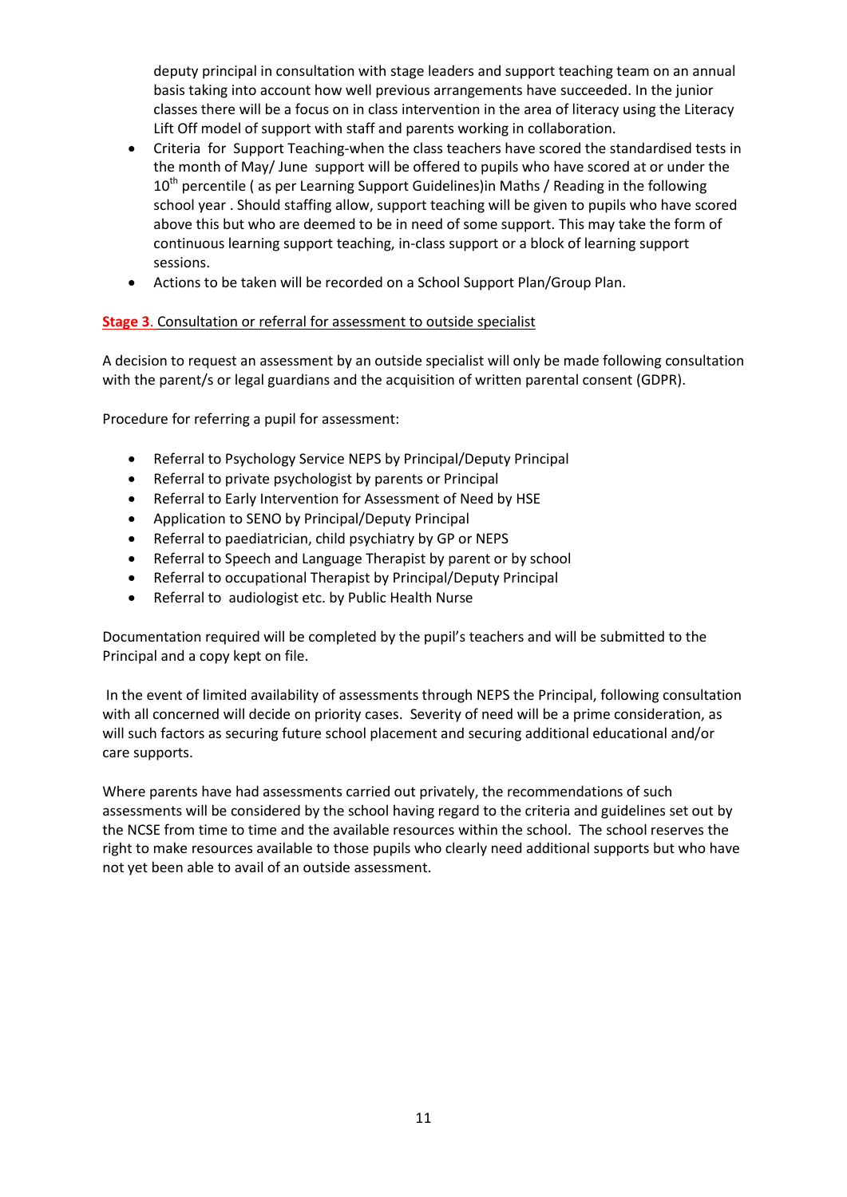deputy principal in consultation with stage leaders and support teaching team on an annual basis taking into account how well previous arrangements have succeeded. In the junior classes there will be a focus on in class intervention in the area of literacy using the Literacy Lift Off model of support with staff and parents working in collaboration.

- Criteria for Support Teaching-when the class teachers have scored the standardised tests in the month of May/ June support will be offered to pupils who have scored at or under the 10th percentile ( as per Learning Support Guidelines)in Maths / Reading in the following school year . Should staffing allow, support teaching will be given to pupils who have scored above this but who are deemed to be in need of some support. This may take the form of continuous learning support teaching, in-class support or a block of learning support sessions.
- Actions to be taken will be recorded on a School Support Plan/Group Plan.

**Stage 3**. Consultation or referral for assessment to outside specialist

A decision to request an assessment by an outside specialist will only be made following consultation with the parent/s or legal guardians and the acquisition of written parental consent (GDPR).

Procedure for referring a pupil for assessment:

- Referral to Psychology Service NEPS by Principal/Deputy Principal
- Referral to private psychologist by parents or Principal
- Referral to Early Intervention for Assessment of Need by HSE
- Application to SENO by Principal/Deputy Principal
- Referral to paediatrician, child psychiatry by GP or NEPS
- Referral to Speech and Language Therapist by parent or by school
- Referral to occupational Therapist by Principal/Deputy Principal
- Referral to audiologist etc. by Public Health Nurse

Documentation required will be completed by the pupil's teachers and will be submitted to the Principal and a copy kept on file.

In the event of limited availability of assessments through NEPS the Principal, following consultation with all concerned will decide on priority cases. Severity of need will be a prime consideration, as will such factors as securing future school placement and securing additional educational and/or care supports.

Where parents have had assessments carried out privately, the recommendations of such assessments will be considered by the school having regard to the criteria and guidelines set out by the NCSE from time to time and the available resources within the school. The school reserves the right to make resources available to those pupils who clearly need additional supports but who have not yet been able to avail of an outside assessment.